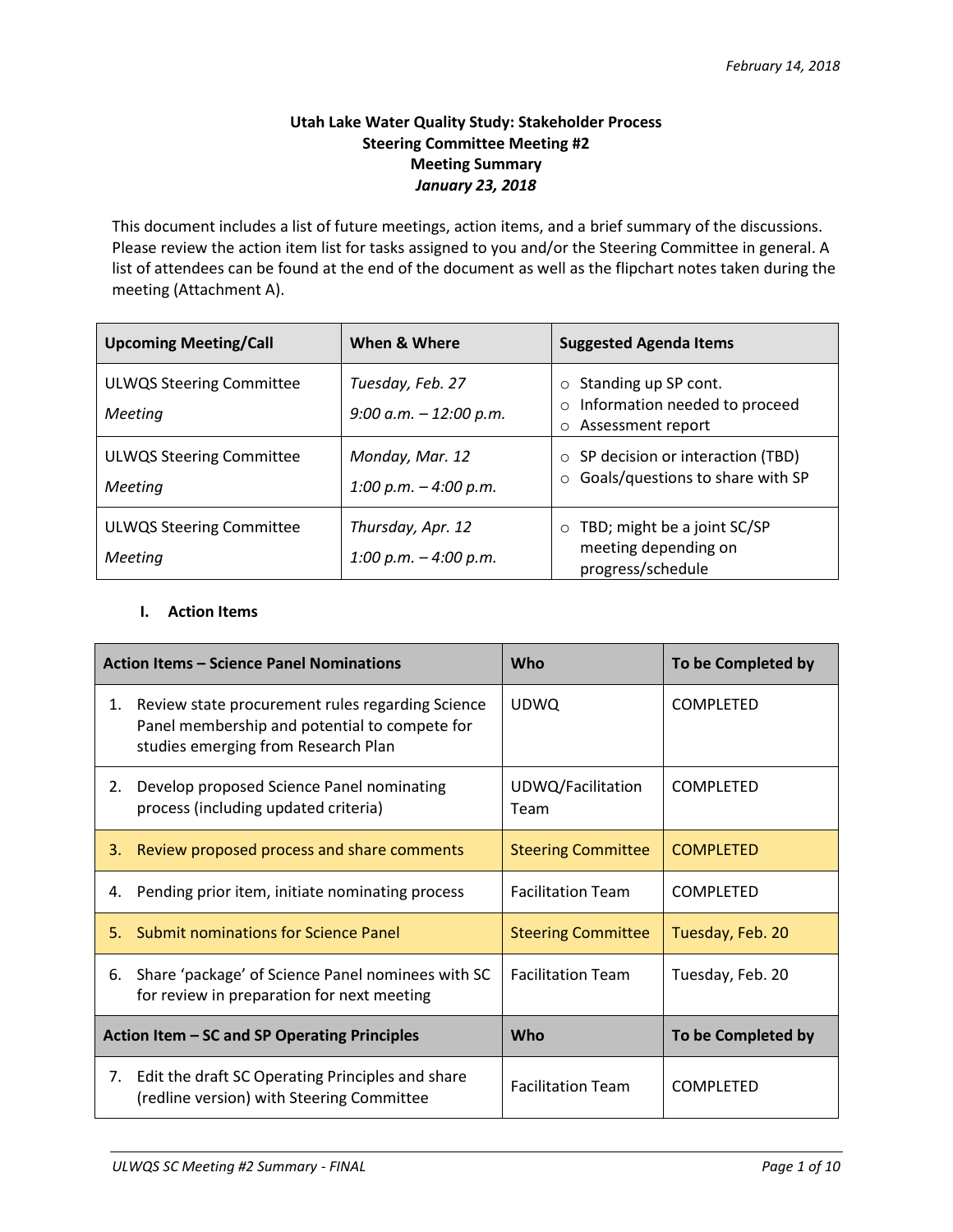*February 14, 2018*

**Utah Lake Water Quality Study: Stakeholder Process**
**Steering Committee Meeting #2**
**Meeting Summary**
***January 23, 2018***

This document includes a list of future meetings, action items, and a brief summary of the discussions. Please review the action item list for tasks assigned to you and/or the Steering Committee in general. A list of attendees can be found at the end of the document as well as the flipchart notes taken during the meeting (Attachment A).

| Upcoming Meeting/Call | When & Where | Suggested Agenda Items |
|---|---|---|
| ULWQS Steering Committee *Meeting* | *Tuesday, Feb. 27* *9:00 a.m. – 12:00 p.m.* | ○ Standing up SP cont. ○ Information needed to proceed ○ Assessment report |
| ULWQS Steering Committee *Meeting* | *Monday, Mar. 12* *1:00 p.m. – 4:00 p.m.* | ○ SP decision or interaction (TBD) ○ Goals/questions to share with SP |
| ULWQS Steering Committee *Meeting* | *Thursday, Apr. 12* *1:00 p.m. – 4:00 p.m.* | ○ TBD; might be a joint SC/SP meeting depending on progress/schedule |

## I. Action Items

| Action Items – Science Panel Nominations | Who | To be Completed by |
|---|---|---|
| 1. Review state procurement rules regarding Science Panel membership and potential to compete for studies emerging from Research Plan | UDWQ | COMPLETED |
| 2. Develop proposed Science Panel nominating process (including updated criteria) | UDWQ/Facilitation Team | COMPLETED |
| 3. Review proposed process and share comments | Steering Committee | COMPLETED |
| 4. Pending prior item, initiate nominating process | Facilitation Team | COMPLETED |
| 5. Submit nominations for Science Panel | Steering Committee | Tuesday, Feb. 20 |
| 6. Share 'package' of Science Panel nominees with SC for review in preparation for next meeting | Facilitation Team | Tuesday, Feb. 20 |
| **Action Item – SC and SP Operating Principles** | **Who** | **To be Completed by** |
| 7. Edit the draft SC Operating Principles and share (redline version) with Steering Committee | Facilitation Team | COMPLETED |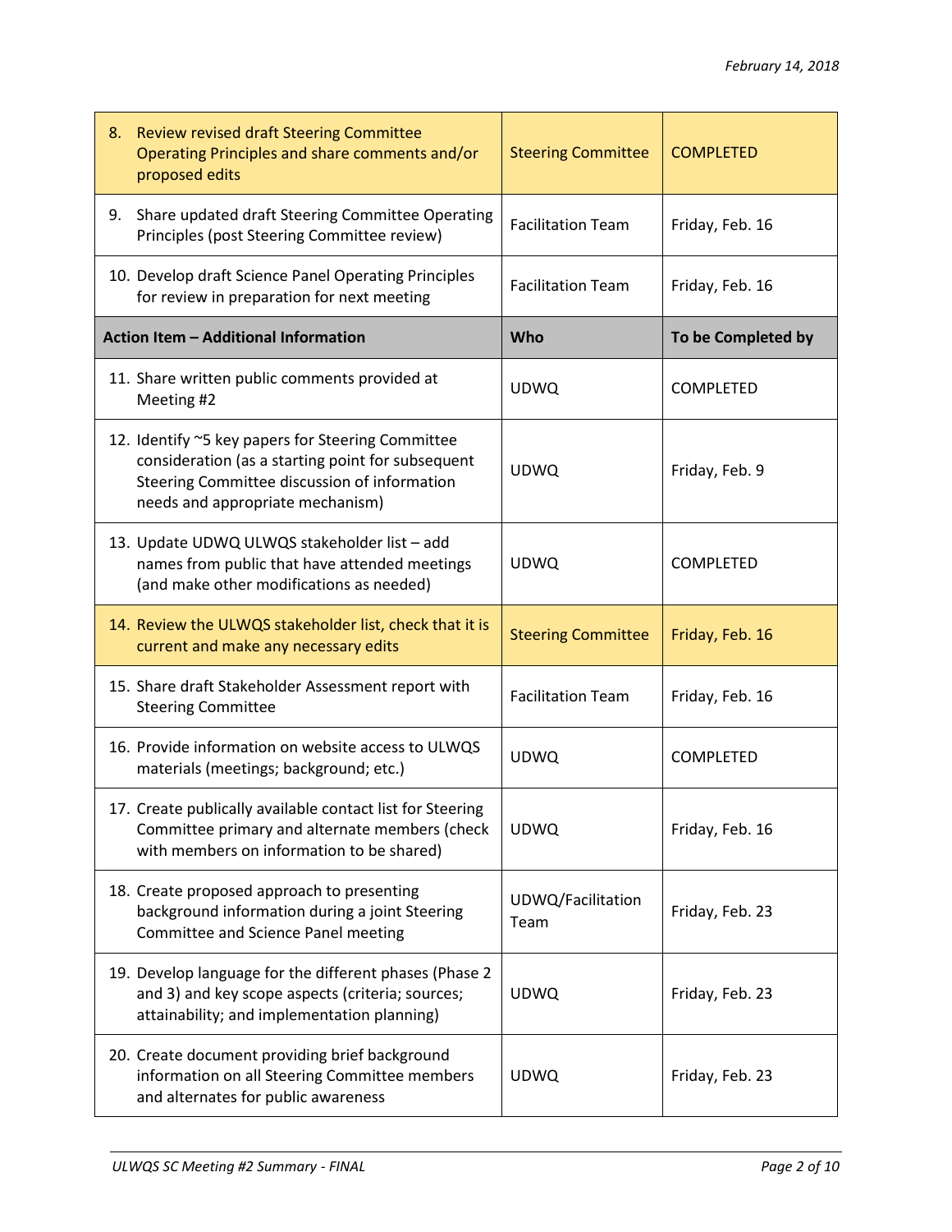| | | |
|---|---|---|
| 8. Review revised draft Steering Committee Operating Principles and share comments and/or proposed edits | Steering Committee | COMPLETED |
| 9. Share updated draft Steering Committee Operating Principles (post Steering Committee review) | Facilitation Team | Friday, Feb. 16 |
| 10. Develop draft Science Panel Operating Principles for review in preparation for next meeting | Facilitation Team | Friday, Feb. 16 |
| **Action Item – Additional Information** | **Who** | **To be Completed by** |
| 11. Share written public comments provided at Meeting #2 | UDWQ | COMPLETED |
| 12. Identify ~5 key papers for Steering Committee consideration (as a starting point for subsequent Steering Committee discussion of information needs and appropriate mechanism) | UDWQ | Friday, Feb. 9 |
| 13. Update UDWQ ULWQS stakeholder list – add names from public that have attended meetings (and make other modifications as needed) | UDWQ | COMPLETED |
| 14. Review the ULWQS stakeholder list, check that it is current and make any necessary edits | Steering Committee | Friday, Feb. 16 |
| 15. Share draft Stakeholder Assessment report with Steering Committee | Facilitation Team | Friday, Feb. 16 |
| 16. Provide information on website access to ULWQS materials (meetings; background; etc.) | UDWQ | COMPLETED |
| 17. Create publically available contact list for Steering Committee primary and alternate members (check with members on information to be shared) | UDWQ | Friday, Feb. 16 |
| 18. Create proposed approach to presenting background information during a joint Steering Committee and Science Panel meeting | UDWQ/Facilitation Team | Friday, Feb. 23 |
| 19. Develop language for the different phases (Phase 2 and 3) and key scope aspects (criteria; sources; attainability; and implementation planning) | UDWQ | Friday, Feb. 23 |
| 20. Create document providing brief background information on all Steering Committee members and alternates for public awareness | UDWQ | Friday, Feb. 23 |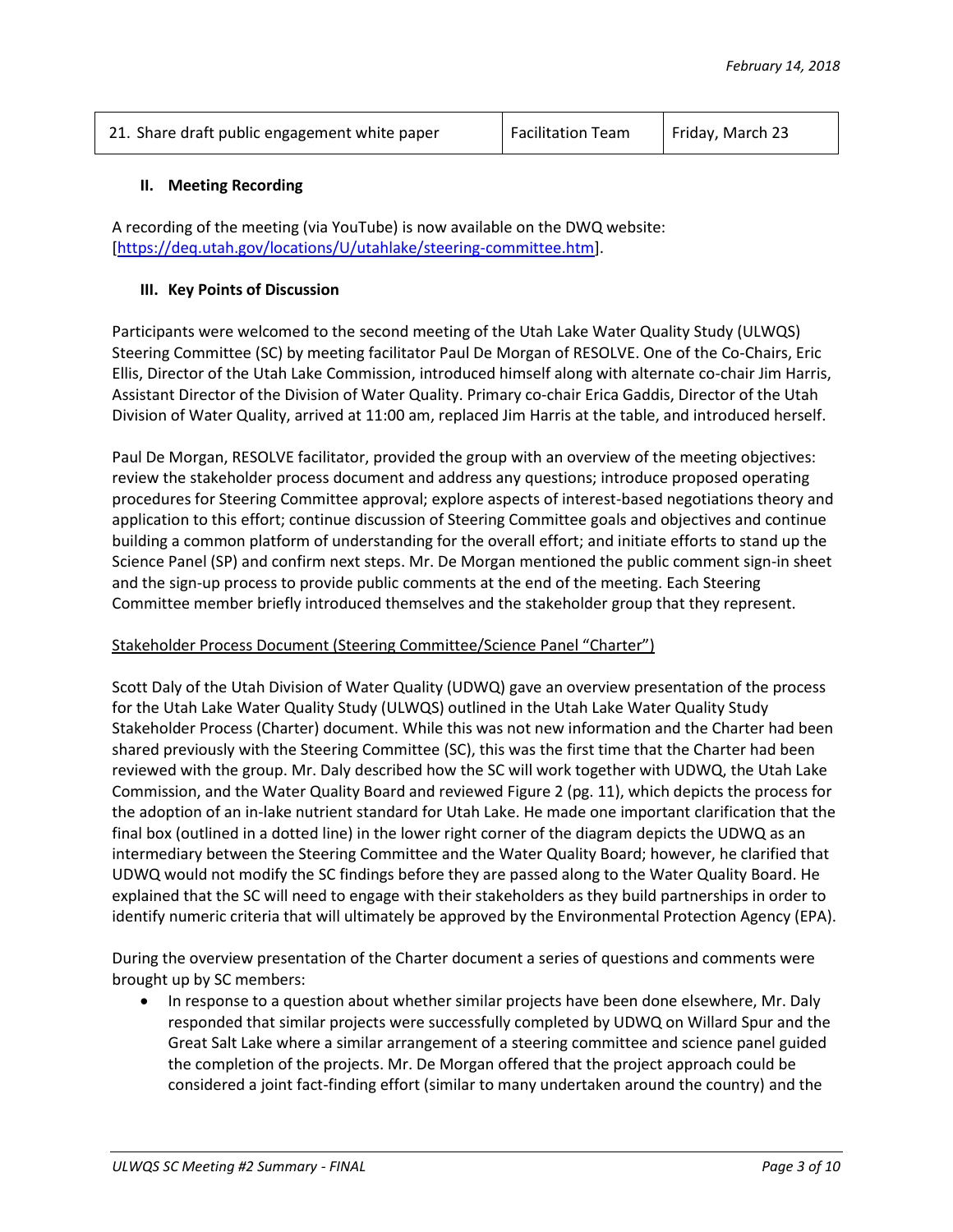| 21. Share draft public engagement white paper | Facilitation Team | Friday, March 23 |
|---|---|---|

## II. Meeting Recording

A recording of the meeting (via YouTube) is now available on the DWQ website: [https://deq.utah.gov/locations/U/utahlake/steering-committee.htm].

## III. Key Points of Discussion

Participants were welcomed to the second meeting of the Utah Lake Water Quality Study (ULWQS) Steering Committee (SC) by meeting facilitator Paul De Morgan of RESOLVE. One of the Co-Chairs, Eric Ellis, Director of the Utah Lake Commission, introduced himself along with alternate co-chair Jim Harris, Assistant Director of the Division of Water Quality. Primary co-chair Erica Gaddis, Director of the Utah Division of Water Quality, arrived at 11:00 am, replaced Jim Harris at the table, and introduced herself.

Paul De Morgan, RESOLVE facilitator, provided the group with an overview of the meeting objectives: review the stakeholder process document and address any questions; introduce proposed operating procedures for Steering Committee approval; explore aspects of interest-based negotiations theory and application to this effort; continue discussion of Steering Committee goals and objectives and continue building a common platform of understanding for the overall effort; and initiate efforts to stand up the Science Panel (SP) and confirm next steps. Mr. De Morgan mentioned the public comment sign-in sheet and the sign-up process to provide public comments at the end of the meeting. Each Steering Committee member briefly introduced themselves and the stakeholder group that they represent.

Stakeholder Process Document (Steering Committee/Science Panel "Charter")

Scott Daly of the Utah Division of Water Quality (UDWQ) gave an overview presentation of the process for the Utah Lake Water Quality Study (ULWQS) outlined in the Utah Lake Water Quality Study Stakeholder Process (Charter) document. While this was not new information and the Charter had been shared previously with the Steering Committee (SC), this was the first time that the Charter had been reviewed with the group. Mr. Daly described how the SC will work together with UDWQ, the Utah Lake Commission, and the Water Quality Board and reviewed Figure 2 (pg. 11), which depicts the process for the adoption of an in-lake nutrient standard for Utah Lake. He made one important clarification that the final box (outlined in a dotted line) in the lower right corner of the diagram depicts the UDWQ as an intermediary between the Steering Committee and the Water Quality Board; however, he clarified that UDWQ would not modify the SC findings before they are passed along to the Water Quality Board. He explained that the SC will need to engage with their stakeholders as they build partnerships in order to identify numeric criteria that will ultimately be approved by the Environmental Protection Agency (EPA).

During the overview presentation of the Charter document a series of questions and comments were brought up by SC members:

- In response to a question about whether similar projects have been done elsewhere, Mr. Daly responded that similar projects were successfully completed by UDWQ on Willard Spur and the Great Salt Lake where a similar arrangement of a steering committee and science panel guided the completion of the projects. Mr. De Morgan offered that the project approach could be considered a joint fact-finding effort (similar to many undertaken around the country) and the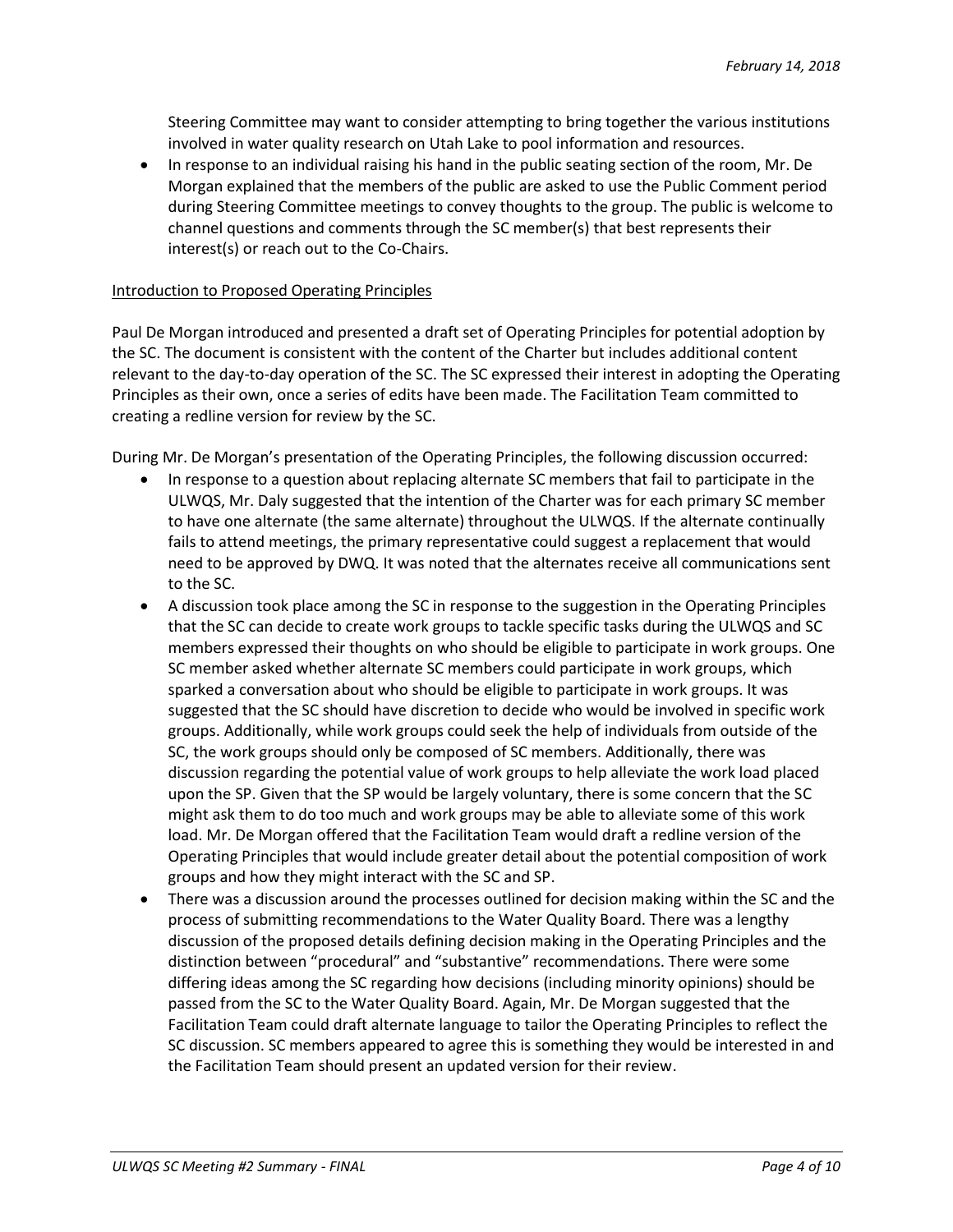Steering Committee may want to consider attempting to bring together the various institutions involved in water quality research on Utah Lake to pool information and resources.

- In response to an individual raising his hand in the public seating section of the room, Mr. De Morgan explained that the members of the public are asked to use the Public Comment period during Steering Committee meetings to convey thoughts to the group. The public is welcome to channel questions and comments through the SC member(s) that best represents their interest(s) or reach out to the Co-Chairs.

<u>Introduction to Proposed Operating Principles</u>

Paul De Morgan introduced and presented a draft set of Operating Principles for potential adoption by the SC. The document is consistent with the content of the Charter but includes additional content relevant to the day-to-day operation of the SC. The SC expressed their interest in adopting the Operating Principles as their own, once a series of edits have been made. The Facilitation Team committed to creating a redline version for review by the SC.

During Mr. De Morgan's presentation of the Operating Principles, the following discussion occurred:

- In response to a question about replacing alternate SC members that fail to participate in the ULWQS, Mr. Daly suggested that the intention of the Charter was for each primary SC member to have one alternate (the same alternate) throughout the ULWQS. If the alternate continually fails to attend meetings, the primary representative could suggest a replacement that would need to be approved by DWQ. It was noted that the alternates receive all communications sent to the SC.
- A discussion took place among the SC in response to the suggestion in the Operating Principles that the SC can decide to create work groups to tackle specific tasks during the ULWQS and SC members expressed their thoughts on who should be eligible to participate in work groups. One SC member asked whether alternate SC members could participate in work groups, which sparked a conversation about who should be eligible to participate in work groups. It was suggested that the SC should have discretion to decide who would be involved in specific work groups. Additionally, while work groups could seek the help of individuals from outside of the SC, the work groups should only be composed of SC members. Additionally, there was discussion regarding the potential value of work groups to help alleviate the work load placed upon the SP. Given that the SP would be largely voluntary, there is some concern that the SC might ask them to do too much and work groups may be able to alleviate some of this work load. Mr. De Morgan offered that the Facilitation Team would draft a redline version of the Operating Principles that would include greater detail about the potential composition of work groups and how they might interact with the SC and SP.
- There was a discussion around the processes outlined for decision making within the SC and the process of submitting recommendations to the Water Quality Board. There was a lengthy discussion of the proposed details defining decision making in the Operating Principles and the distinction between "procedural" and "substantive" recommendations. There were some differing ideas among the SC regarding how decisions (including minority opinions) should be passed from the SC to the Water Quality Board. Again, Mr. De Morgan suggested that the Facilitation Team could draft alternate language to tailor the Operating Principles to reflect the SC discussion. SC members appeared to agree this is something they would be interested in and the Facilitation Team should present an updated version for their review.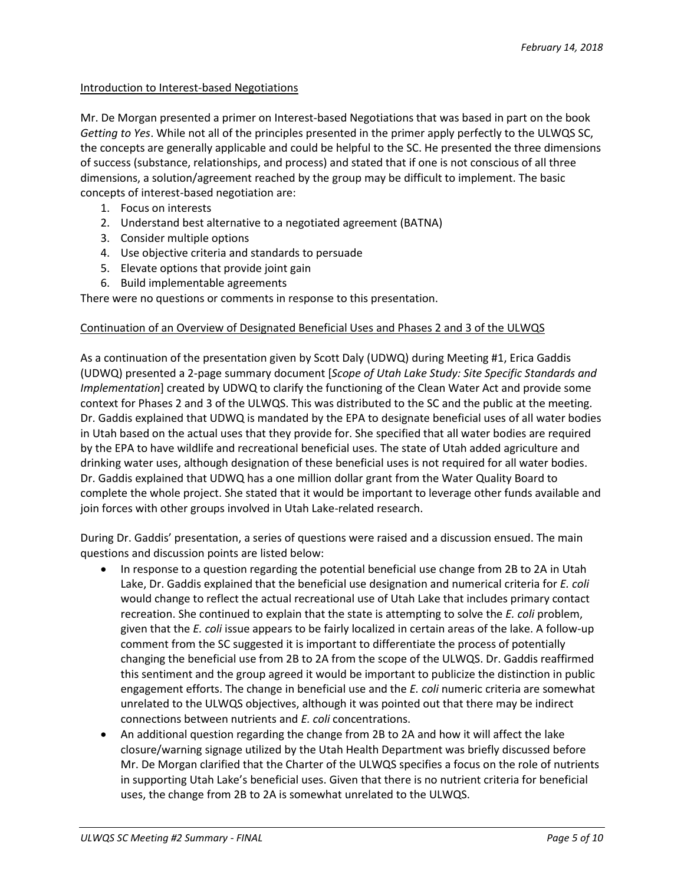Introduction to Interest-based Negotiations

Mr. De Morgan presented a primer on Interest-based Negotiations that was based in part on the book *Getting to Yes*. While not all of the principles presented in the primer apply perfectly to the ULWQS SC, the concepts are generally applicable and could be helpful to the SC. He presented the three dimensions of success (substance, relationships, and process) and stated that if one is not conscious of all three dimensions, a solution/agreement reached by the group may be difficult to implement. The basic concepts of interest-based negotiation are:

1. Focus on interests
2. Understand best alternative to a negotiated agreement (BATNA)
3. Consider multiple options
4. Use objective criteria and standards to persuade
5. Elevate options that provide joint gain
6. Build implementable agreements

There were no questions or comments in response to this presentation.

Continuation of an Overview of Designated Beneficial Uses and Phases 2 and 3 of the ULWQS

As a continuation of the presentation given by Scott Daly (UDWQ) during Meeting #1, Erica Gaddis (UDWQ) presented a 2-page summary document [*Scope of Utah Lake Study: Site Specific Standards and Implementation*] created by UDWQ to clarify the functioning of the Clean Water Act and provide some context for Phases 2 and 3 of the ULWQS. This was distributed to the SC and the public at the meeting. Dr. Gaddis explained that UDWQ is mandated by the EPA to designate beneficial uses of all water bodies in Utah based on the actual uses that they provide for. She specified that all water bodies are required by the EPA to have wildlife and recreational beneficial uses. The state of Utah added agriculture and drinking water uses, although designation of these beneficial uses is not required for all water bodies. Dr. Gaddis explained that UDWQ has a one million dollar grant from the Water Quality Board to complete the whole project. She stated that it would be important to leverage other funds available and join forces with other groups involved in Utah Lake-related research.

During Dr. Gaddis' presentation, a series of questions were raised and a discussion ensued. The main questions and discussion points are listed below:

- In response to a question regarding the potential beneficial use change from 2B to 2A in Utah Lake, Dr. Gaddis explained that the beneficial use designation and numerical criteria for *E. coli* would change to reflect the actual recreational use of Utah Lake that includes primary contact recreation. She continued to explain that the state is attempting to solve the *E. coli* problem, given that the *E. coli* issue appears to be fairly localized in certain areas of the lake. A follow-up comment from the SC suggested it is important to differentiate the process of potentially changing the beneficial use from 2B to 2A from the scope of the ULWQS. Dr. Gaddis reaffirmed this sentiment and the group agreed it would be important to publicize the distinction in public engagement efforts. The change in beneficial use and the *E. coli* numeric criteria are somewhat unrelated to the ULWQS objectives, although it was pointed out that there may be indirect connections between nutrients and *E. coli* concentrations.
- An additional question regarding the change from 2B to 2A and how it will affect the lake closure/warning signage utilized by the Utah Health Department was briefly discussed before Mr. De Morgan clarified that the Charter of the ULWQS specifies a focus on the role of nutrients in supporting Utah Lake's beneficial uses. Given that there is no nutrient criteria for beneficial uses, the change from 2B to 2A is somewhat unrelated to the ULWQS.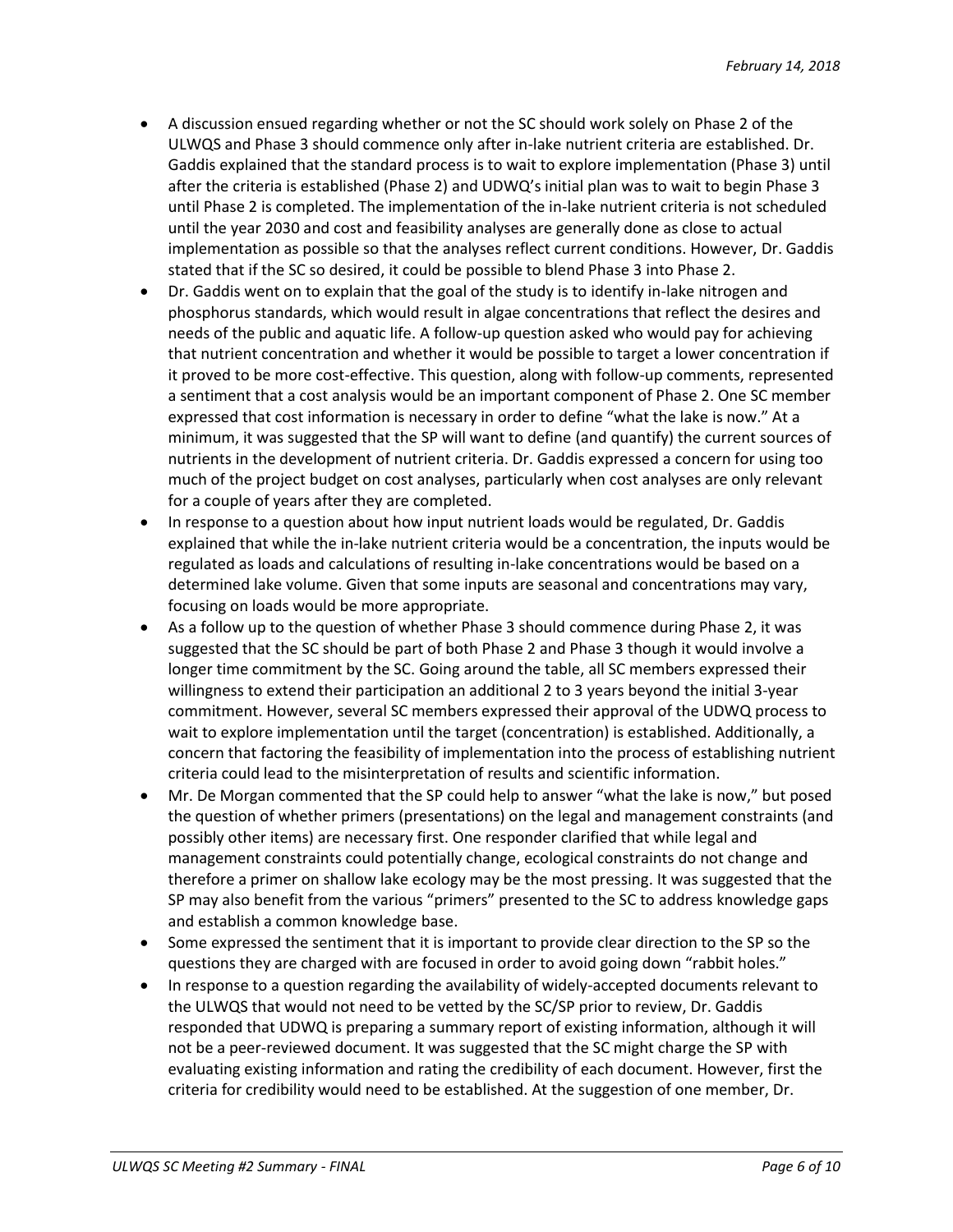- A discussion ensued regarding whether or not the SC should work solely on Phase 2 of the ULWQS and Phase 3 should commence only after in-lake nutrient criteria are established. Dr. Gaddis explained that the standard process is to wait to explore implementation (Phase 3) until after the criteria is established (Phase 2) and UDWQ's initial plan was to wait to begin Phase 3 until Phase 2 is completed. The implementation of the in-lake nutrient criteria is not scheduled until the year 2030 and cost and feasibility analyses are generally done as close to actual implementation as possible so that the analyses reflect current conditions. However, Dr. Gaddis stated that if the SC so desired, it could be possible to blend Phase 3 into Phase 2.
- Dr. Gaddis went on to explain that the goal of the study is to identify in-lake nitrogen and phosphorus standards, which would result in algae concentrations that reflect the desires and needs of the public and aquatic life. A follow-up question asked who would pay for achieving that nutrient concentration and whether it would be possible to target a lower concentration if it proved to be more cost-effective. This question, along with follow-up comments, represented a sentiment that a cost analysis would be an important component of Phase 2. One SC member expressed that cost information is necessary in order to define "what the lake is now." At a minimum, it was suggested that the SP will want to define (and quantify) the current sources of nutrients in the development of nutrient criteria. Dr. Gaddis expressed a concern for using too much of the project budget on cost analyses, particularly when cost analyses are only relevant for a couple of years after they are completed.
- In response to a question about how input nutrient loads would be regulated, Dr. Gaddis explained that while the in-lake nutrient criteria would be a concentration, the inputs would be regulated as loads and calculations of resulting in-lake concentrations would be based on a determined lake volume. Given that some inputs are seasonal and concentrations may vary, focusing on loads would be more appropriate.
- As a follow up to the question of whether Phase 3 should commence during Phase 2, it was suggested that the SC should be part of both Phase 2 and Phase 3 though it would involve a longer time commitment by the SC. Going around the table, all SC members expressed their willingness to extend their participation an additional 2 to 3 years beyond the initial 3-year commitment. However, several SC members expressed their approval of the UDWQ process to wait to explore implementation until the target (concentration) is established. Additionally, a concern that factoring the feasibility of implementation into the process of establishing nutrient criteria could lead to the misinterpretation of results and scientific information.
- Mr. De Morgan commented that the SP could help to answer "what the lake is now," but posed the question of whether primers (presentations) on the legal and management constraints (and possibly other items) are necessary first. One responder clarified that while legal and management constraints could potentially change, ecological constraints do not change and therefore a primer on shallow lake ecology may be the most pressing. It was suggested that the SP may also benefit from the various "primers" presented to the SC to address knowledge gaps and establish a common knowledge base.
- Some expressed the sentiment that it is important to provide clear direction to the SP so the questions they are charged with are focused in order to avoid going down "rabbit holes."
- In response to a question regarding the availability of widely-accepted documents relevant to the ULWQS that would not need to be vetted by the SC/SP prior to review, Dr. Gaddis responded that UDWQ is preparing a summary report of existing information, although it will not be a peer-reviewed document. It was suggested that the SC might charge the SP with evaluating existing information and rating the credibility of each document. However, first the criteria for credibility would need to be established. At the suggestion of one member, Dr.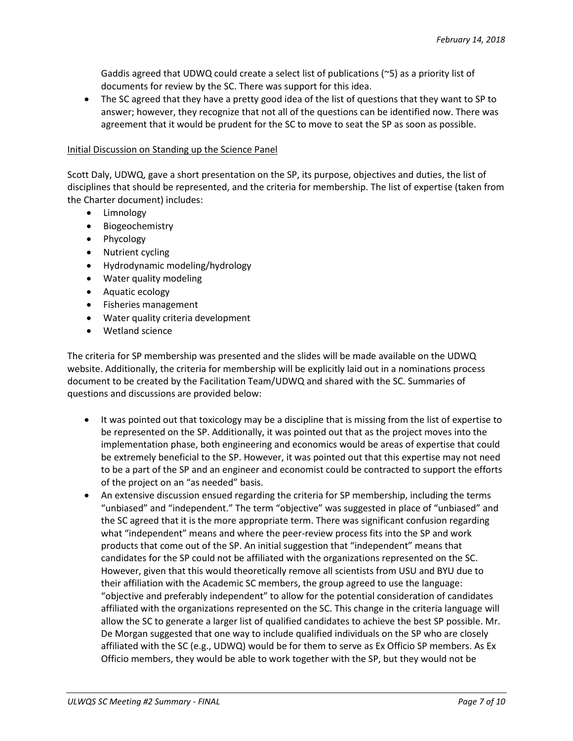Gaddis agreed that UDWQ could create a select list of publications (~5) as a priority list of documents for review by the SC. There was support for this idea.

- The SC agreed that they have a pretty good idea of the list of questions that they want to SP to answer; however, they recognize that not all of the questions can be identified now. There was agreement that it would be prudent for the SC to move to seat the SP as soon as possible.

<u>Initial Discussion on Standing up the Science Panel</u>

Scott Daly, UDWQ, gave a short presentation on the SP, its purpose, objectives and duties, the list of disciplines that should be represented, and the criteria for membership. The list of expertise (taken from the Charter document) includes:

- Limnology
- Biogeochemistry
- Phycology
- Nutrient cycling
- Hydrodynamic modeling/hydrology
- Water quality modeling
- Aquatic ecology
- Fisheries management
- Water quality criteria development
- Wetland science

The criteria for SP membership was presented and the slides will be made available on the UDWQ website. Additionally, the criteria for membership will be explicitly laid out in a nominations process document to be created by the Facilitation Team/UDWQ and shared with the SC. Summaries of questions and discussions are provided below:

- It was pointed out that toxicology may be a discipline that is missing from the list of expertise to be represented on the SP. Additionally, it was pointed out that as the project moves into the implementation phase, both engineering and economics would be areas of expertise that could be extremely beneficial to the SP. However, it was pointed out that this expertise may not need to be a part of the SP and an engineer and economist could be contracted to support the efforts of the project on an "as needed" basis.
- An extensive discussion ensued regarding the criteria for SP membership, including the terms "unbiased" and "independent." The term "objective" was suggested in place of "unbiased" and the SC agreed that it is the more appropriate term. There was significant confusion regarding what "independent" means and where the peer-review process fits into the SP and work products that come out of the SP. An initial suggestion that "independent" means that candidates for the SP could not be affiliated with the organizations represented on the SC. However, given that this would theoretically remove all scientists from USU and BYU due to their affiliation with the Academic SC members, the group agreed to use the language: "objective and preferably independent" to allow for the potential consideration of candidates affiliated with the organizations represented on the SC. This change in the criteria language will allow the SC to generate a larger list of qualified candidates to achieve the best SP possible. Mr. De Morgan suggested that one way to include qualified individuals on the SP who are closely affiliated with the SC (e.g., UDWQ) would be for them to serve as Ex Officio SP members. As Ex Officio members, they would be able to work together with the SP, but they would not be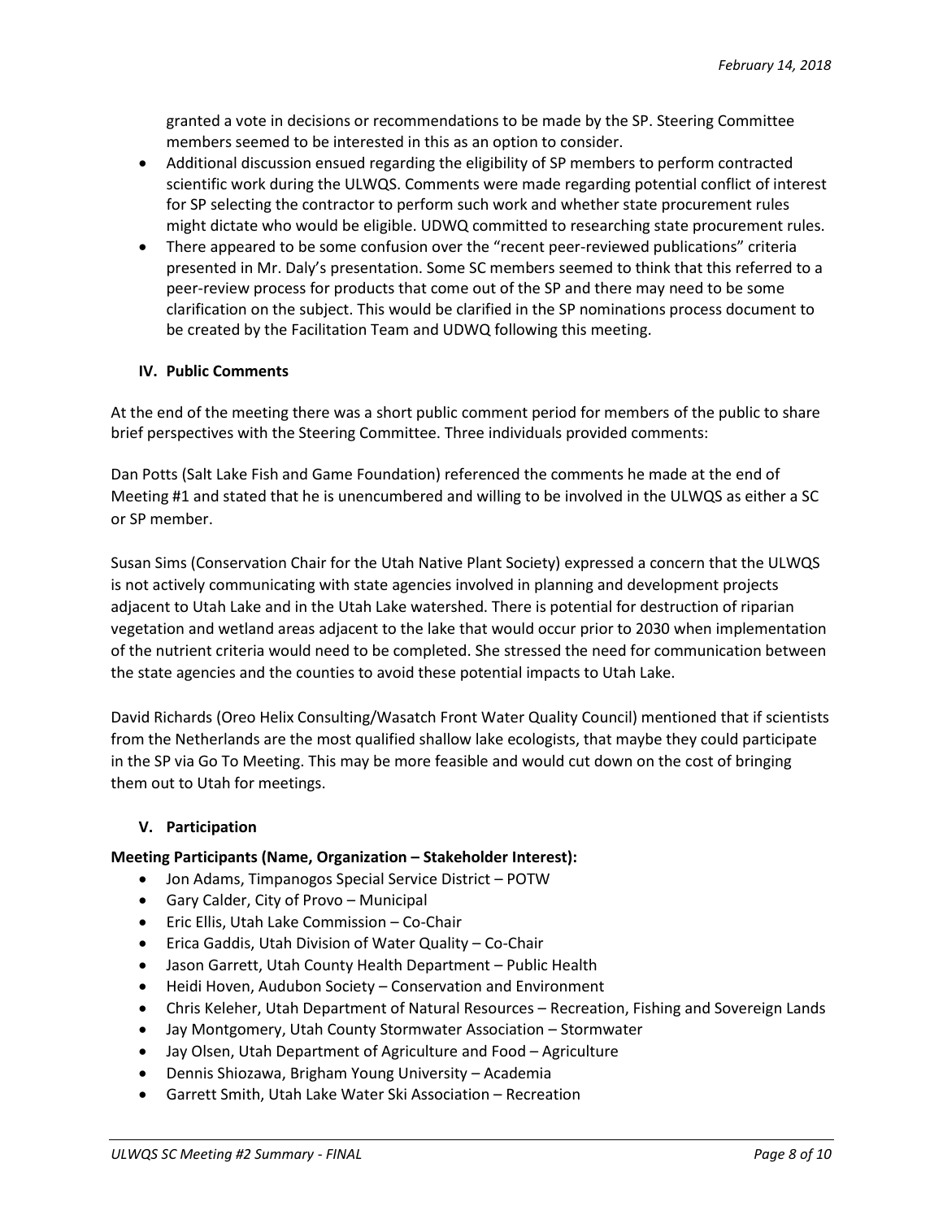granted a vote in decisions or recommendations to be made by the SP. Steering Committee members seemed to be interested in this as an option to consider.

- Additional discussion ensued regarding the eligibility of SP members to perform contracted scientific work during the ULWQS. Comments were made regarding potential conflict of interest for SP selecting the contractor to perform such work and whether state procurement rules might dictate who would be eligible. UDWQ committed to researching state procurement rules.
- There appeared to be some confusion over the "recent peer-reviewed publications" criteria presented in Mr. Daly's presentation. Some SC members seemed to think that this referred to a peer-review process for products that come out of the SP and there may need to be some clarification on the subject. This would be clarified in the SP nominations process document to be created by the Facilitation Team and UDWQ following this meeting.

## IV. Public Comments

At the end of the meeting there was a short public comment period for members of the public to share brief perspectives with the Steering Committee. Three individuals provided comments:

Dan Potts (Salt Lake Fish and Game Foundation) referenced the comments he made at the end of Meeting #1 and stated that he is unencumbered and willing to be involved in the ULWQS as either a SC or SP member.

Susan Sims (Conservation Chair for the Utah Native Plant Society) expressed a concern that the ULWQS is not actively communicating with state agencies involved in planning and development projects adjacent to Utah Lake and in the Utah Lake watershed. There is potential for destruction of riparian vegetation and wetland areas adjacent to the lake that would occur prior to 2030 when implementation of the nutrient criteria would need to be completed. She stressed the need for communication between the state agencies and the counties to avoid these potential impacts to Utah Lake.

David Richards (Oreo Helix Consulting/Wasatch Front Water Quality Council) mentioned that if scientists from the Netherlands are the most qualified shallow lake ecologists, that maybe they could participate in the SP via Go To Meeting. This may be more feasible and would cut down on the cost of bringing them out to Utah for meetings.

## V. Participation

**Meeting Participants (Name, Organization – Stakeholder Interest):**

- Jon Adams, Timpanogos Special Service District – POTW
- Gary Calder, City of Provo – Municipal
- Eric Ellis, Utah Lake Commission – Co-Chair
- Erica Gaddis, Utah Division of Water Quality – Co-Chair
- Jason Garrett, Utah County Health Department – Public Health
- Heidi Hoven, Audubon Society – Conservation and Environment
- Chris Keleher, Utah Department of Natural Resources – Recreation, Fishing and Sovereign Lands
- Jay Montgomery, Utah County Stormwater Association – Stormwater
- Jay Olsen, Utah Department of Agriculture and Food – Agriculture
- Dennis Shiozawa, Brigham Young University – Academia
- Garrett Smith, Utah Lake Water Ski Association – Recreation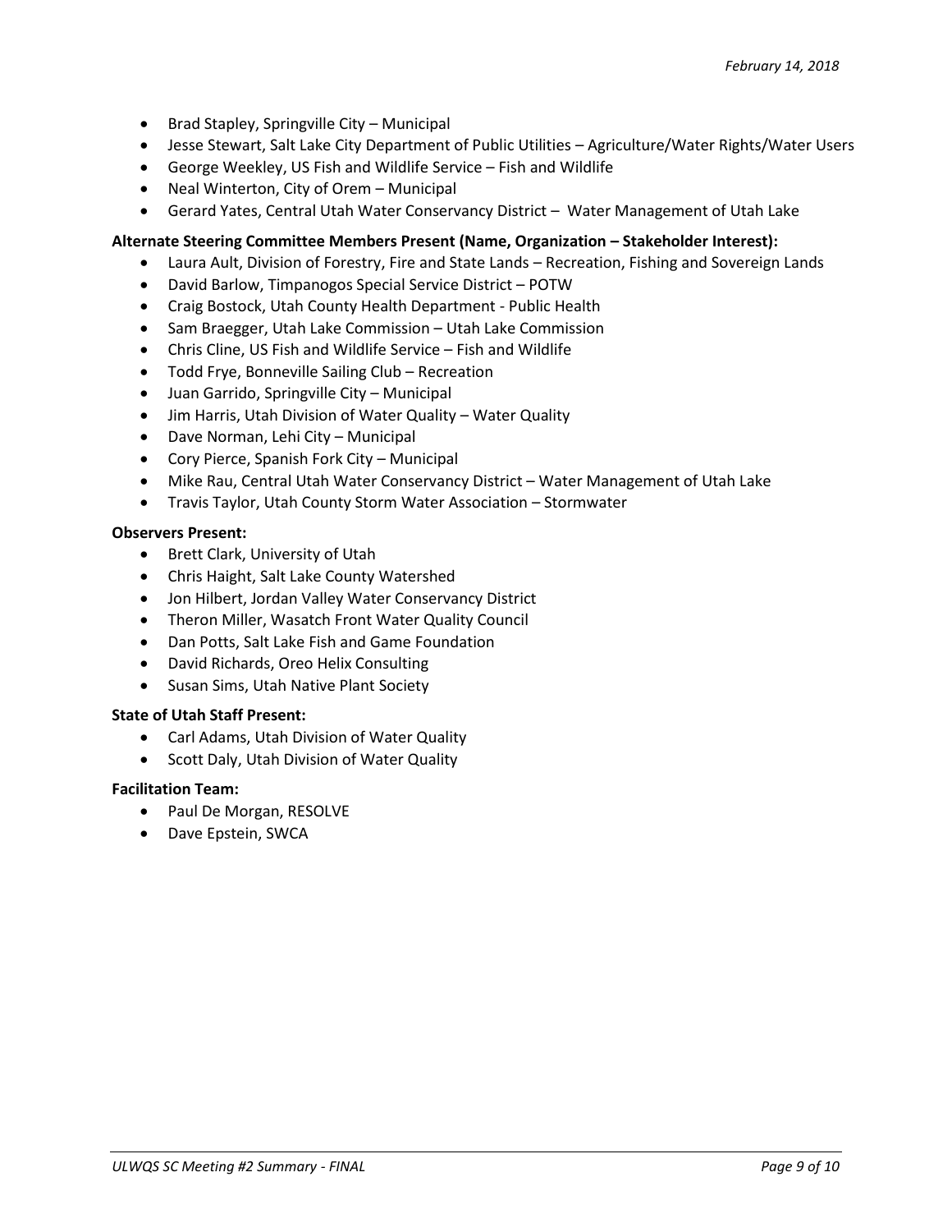- Brad Stapley, Springville City – Municipal
- Jesse Stewart, Salt Lake City Department of Public Utilities – Agriculture/Water Rights/Water Users
- George Weekley, US Fish and Wildlife Service – Fish and Wildlife
- Neal Winterton, City of Orem – Municipal
- Gerard Yates, Central Utah Water Conservancy District – Water Management of Utah Lake

**Alternate Steering Committee Members Present (Name, Organization – Stakeholder Interest):**

- Laura Ault, Division of Forestry, Fire and State Lands – Recreation, Fishing and Sovereign Lands
- David Barlow, Timpanogos Special Service District – POTW
- Craig Bostock, Utah County Health Department - Public Health
- Sam Braegger, Utah Lake Commission – Utah Lake Commission
- Chris Cline, US Fish and Wildlife Service – Fish and Wildlife
- Todd Frye, Bonneville Sailing Club – Recreation
- Juan Garrido, Springville City – Municipal
- Jim Harris, Utah Division of Water Quality – Water Quality
- Dave Norman, Lehi City – Municipal
- Cory Pierce, Spanish Fork City – Municipal
- Mike Rau, Central Utah Water Conservancy District – Water Management of Utah Lake
- Travis Taylor, Utah County Storm Water Association – Stormwater

**Observers Present:**

- Brett Clark, University of Utah
- Chris Haight, Salt Lake County Watershed
- Jon Hilbert, Jordan Valley Water Conservancy District
- Theron Miller, Wasatch Front Water Quality Council
- Dan Potts, Salt Lake Fish and Game Foundation
- David Richards, Oreo Helix Consulting
- Susan Sims, Utah Native Plant Society

**State of Utah Staff Present:**

- Carl Adams, Utah Division of Water Quality
- Scott Daly, Utah Division of Water Quality

**Facilitation Team:**

- Paul De Morgan, RESOLVE
- Dave Epstein, SWCA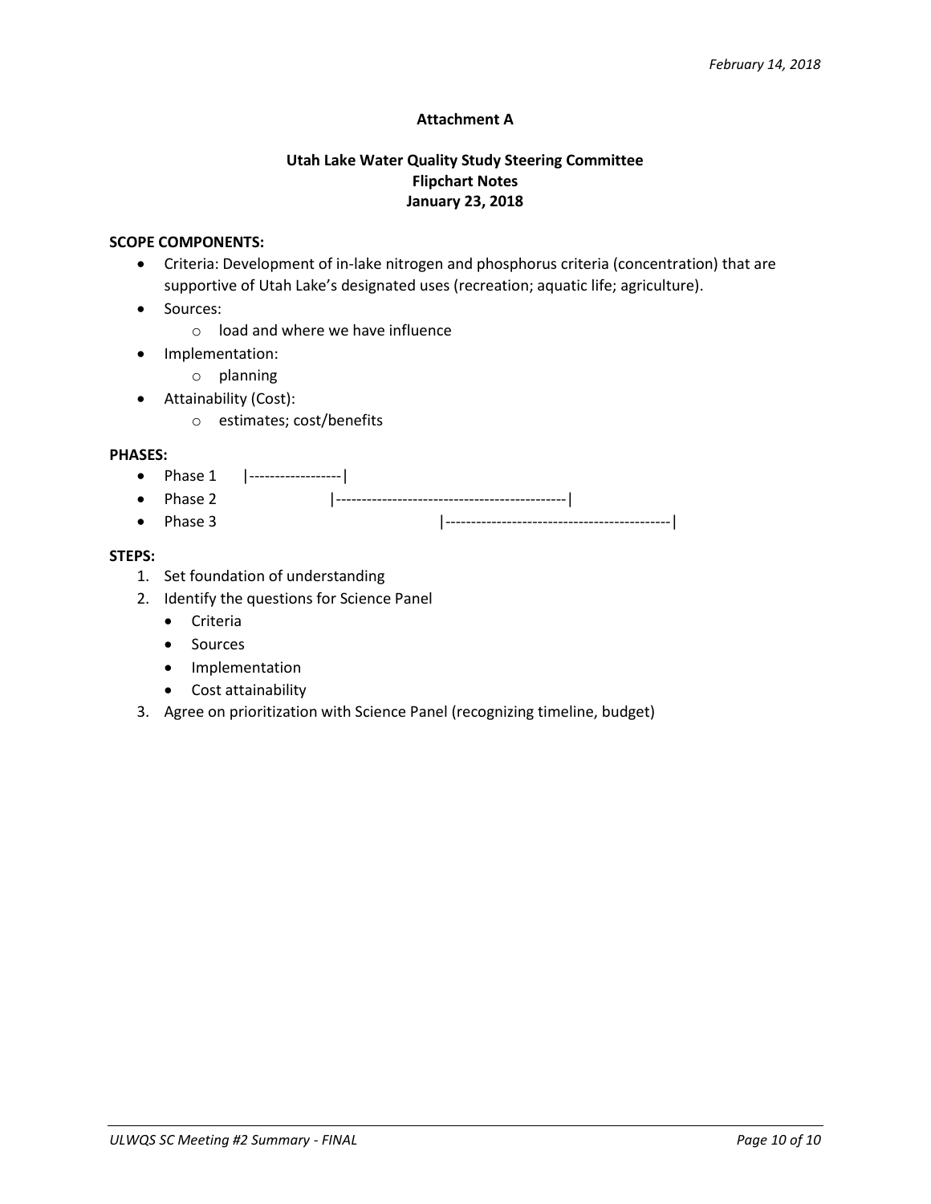*February 14, 2018*

**Attachment A**

**Utah Lake Water Quality Study Steering Committee**
**Flipchart Notes**
**January 23, 2018**

**SCOPE COMPONENTS:**

- Criteria: Development of in-lake nitrogen and phosphorus criteria (concentration) that are supportive of Utah Lake's designated uses (recreation; aquatic life; agriculture).
- Sources:
  - load and where we have influence
- Implementation:
  - planning
- Attainability (Cost):
  - estimates; cost/benefits

**PHASES:**

- Phase 1 |------------------|
- Phase 2 |---------------------------------------------|
- Phase 3 |--------------------------------------------|

**STEPS:**

1. Set foundation of understanding
2. Identify the questions for Science Panel
   - Criteria
   - Sources
   - Implementation
   - Cost attainability
3. Agree on prioritization with Science Panel (recognizing timeline, budget)